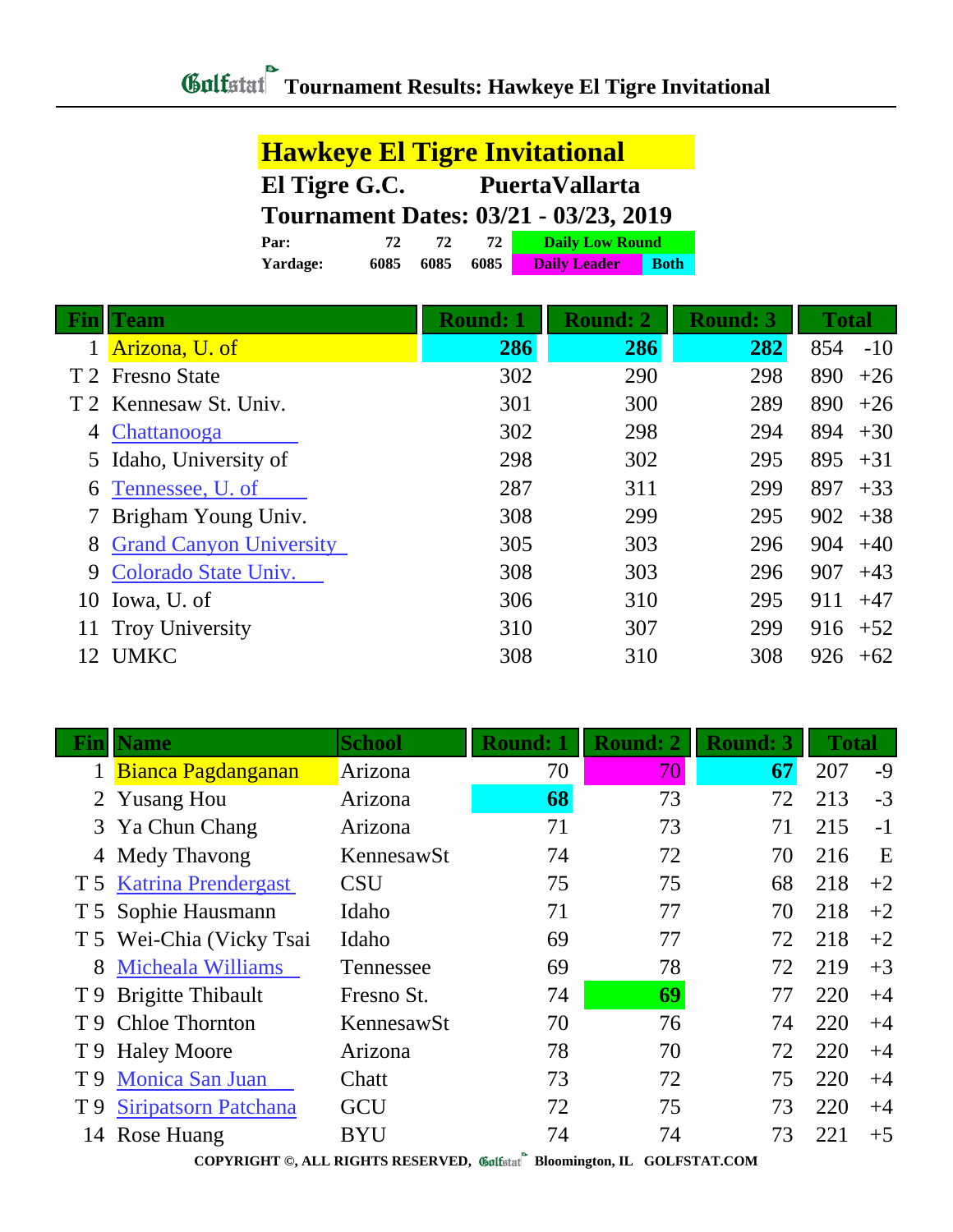# Tournament Results: Hawkeye El Tigre Invitational

## Hawkeye El Tigre Invitational

**El Tigre G.C.** **PuertaVallarta**

**Tournament Dates: 03/21 - 03/23, 2019**

| | | | | |
|---|---|---|---|---|
| **Par:** | 72 | 72 | 72 | Daily Low Round |
| **Yardage:** | 6085 | 6085 | 6085 | Daily Leader / Both |

| Fin | Team | Round: 1 | Round: 2 | Round: 3 | Total | |
|---|---|---|---|---|---|---|
| 1 | Arizona, U. of | **286** | **286** | **282** | 854 | -10 |
| T 2 | Fresno State | 302 | 290 | 298 | 890 | +26 |
| T 2 | Kennesaw St. Univ. | 301 | 300 | 289 | 890 | +26 |
| 4 | Chattanooga | 302 | 298 | 294 | 894 | +30 |
| 5 | Idaho, University of | 298 | 302 | 295 | 895 | +31 |
| 6 | Tennessee, U. of | 287 | 311 | 299 | 897 | +33 |
| 7 | Brigham Young Univ. | 308 | 299 | 295 | 902 | +38 |
| 8 | Grand Canyon University | 305 | 303 | 296 | 904 | +40 |
| 9 | Colorado State Univ. | 308 | 303 | 296 | 907 | +43 |
| 10 | Iowa, U. of | 306 | 310 | 295 | 911 | +47 |
| 11 | Troy University | 310 | 307 | 299 | 916 | +52 |
| 12 | UMKC | 308 | 310 | 308 | 926 | +62 |

| Fin | Name | School | Round: 1 | Round: 2 | Round: 3 | Total | |
|---|---|---|---|---|---|---|---|
| 1 | Bianca Pagdanganan | Arizona | 70 | 70 | **67** | 207 | -9 |
| 2 | Yusang Hou | Arizona | **68** | 73 | 72 | 213 | -3 |
| 3 | Ya Chun Chang | Arizona | 71 | 73 | 71 | 215 | -1 |
| 4 | Medy Thavong | KennesawSt | 74 | 72 | 70 | 216 | E |
| T 5 | Katrina Prendergast | CSU | 75 | 75 | 68 | 218 | +2 |
| T 5 | Sophie Hausmann | Idaho | 71 | 77 | 70 | 218 | +2 |
| T 5 | Wei-Chia (Vicky Tsai | Idaho | 69 | 77 | 72 | 218 | +2 |
| 8 | Micheala Williams | Tennessee | 69 | 78 | 72 | 219 | +3 |
| T 9 | Brigitte Thibault | Fresno St. | 74 | **69** | 77 | 220 | +4 |
| T 9 | Chloe Thornton | KennesawSt | 70 | 76 | 74 | 220 | +4 |
| T 9 | Haley Moore | Arizona | 78 | 70 | 72 | 220 | +4 |
| T 9 | Monica San Juan | Chatt | 73 | 72 | 75 | 220 | +4 |
| T 9 | Siripatsorn Patchana | GCU | 72 | 75 | 73 | 220 | +4 |
| 14 | Rose Huang | BYU | 74 | 74 | 73 | 221 | +5 |

COPYRIGHT ©, ALL RIGHTS RESERVED, Golfstat Bloomington, IL GOLFSTAT.COM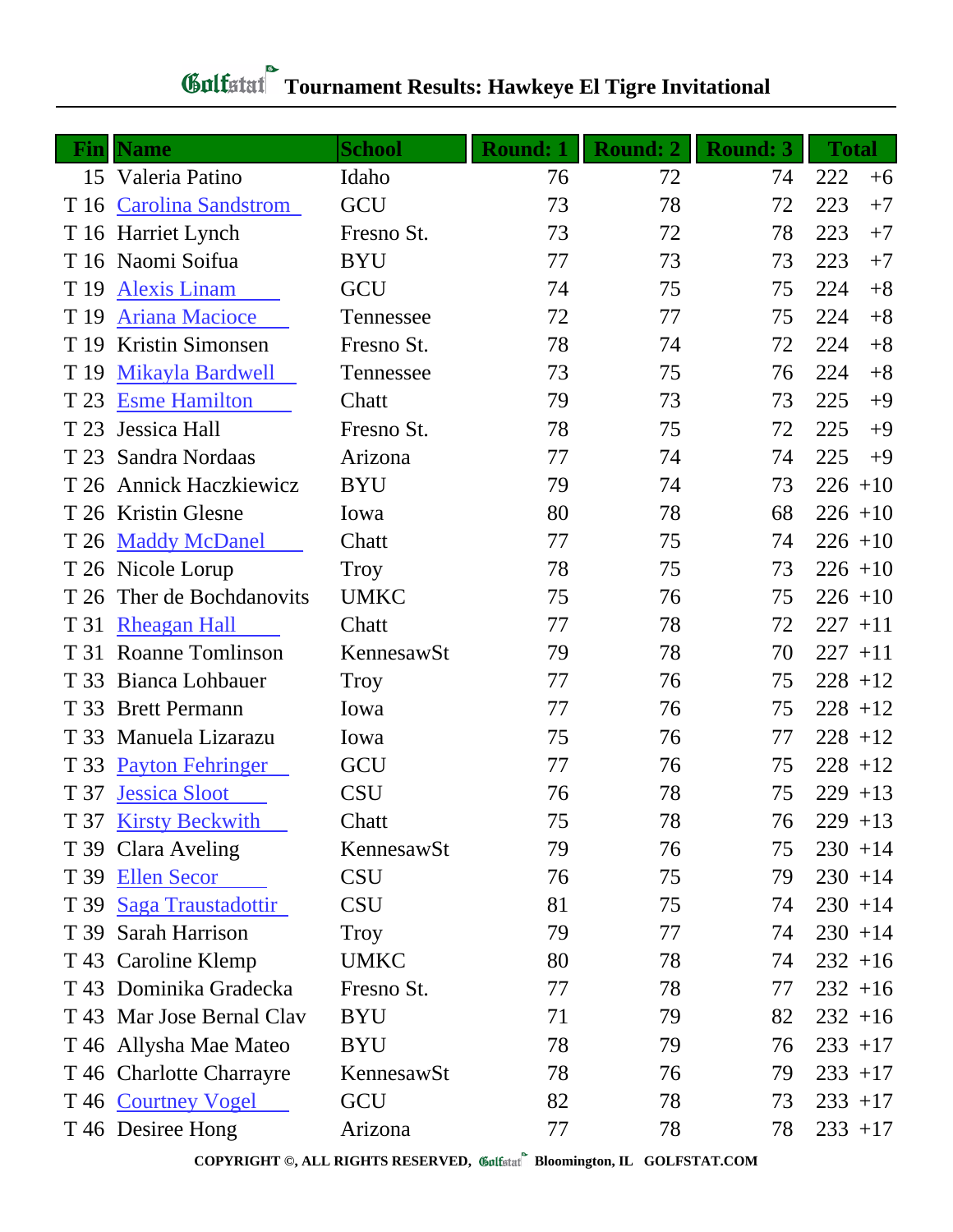# Golfstat Tournament Results: Hawkeye El Tigre Invitational

| Fin | Name | School | Round: 1 | Round: 2 | Round: 3 | Total | |
|---|---|---|---|---|---|---|---|
| 15 | Valeria Patino | Idaho | 76 | 72 | 74 | 222 | +6 |
| T 16 | Carolina Sandstrom | GCU | 73 | 78 | 72 | 223 | +7 |
| T 16 | Harriet Lynch | Fresno St. | 73 | 72 | 78 | 223 | +7 |
| T 16 | Naomi Soifua | BYU | 77 | 73 | 73 | 223 | +7 |
| T 19 | Alexis Linam | GCU | 74 | 75 | 75 | 224 | +8 |
| T 19 | Ariana Macioce | Tennessee | 72 | 77 | 75 | 224 | +8 |
| T 19 | Kristin Simonsen | Fresno St. | 78 | 74 | 72 | 224 | +8 |
| T 19 | Mikayla Bardwell | Tennessee | 73 | 75 | 76 | 224 | +8 |
| T 23 | Esme Hamilton | Chatt | 79 | 73 | 73 | 225 | +9 |
| T 23 | Jessica Hall | Fresno St. | 78 | 75 | 72 | 225 | +9 |
| T 23 | Sandra Nordaas | Arizona | 77 | 74 | 74 | 225 | +9 |
| T 26 | Annick Haczkiewicz | BYU | 79 | 74 | 73 | 226 | +10 |
| T 26 | Kristin Glesne | Iowa | 80 | 78 | 68 | 226 | +10 |
| T 26 | Maddy McDanel | Chatt | 77 | 75 | 74 | 226 | +10 |
| T 26 | Nicole Lorup | Troy | 78 | 75 | 73 | 226 | +10 |
| T 26 | Ther de Bochdanovits | UMKC | 75 | 76 | 75 | 226 | +10 |
| T 31 | Rheagan Hall | Chatt | 77 | 78 | 72 | 227 | +11 |
| T 31 | Roanne Tomlinson | KennesawSt | 79 | 78 | 70 | 227 | +11 |
| T 33 | Bianca Lohbauer | Troy | 77 | 76 | 75 | 228 | +12 |
| T 33 | Brett Permann | Iowa | 77 | 76 | 75 | 228 | +12 |
| T 33 | Manuela Lizarazu | Iowa | 75 | 76 | 77 | 228 | +12 |
| T 33 | Payton Fehringer | GCU | 77 | 76 | 75 | 228 | +12 |
| T 37 | Jessica Sloot | CSU | 76 | 78 | 75 | 229 | +13 |
| T 37 | Kirsty Beckwith | Chatt | 75 | 78 | 76 | 229 | +13 |
| T 39 | Clara Aveling | KennesawSt | 79 | 76 | 75 | 230 | +14 |
| T 39 | Ellen Secor | CSU | 76 | 75 | 79 | 230 | +14 |
| T 39 | Saga Traustadottir | CSU | 81 | 75 | 74 | 230 | +14 |
| T 39 | Sarah Harrison | Troy | 79 | 77 | 74 | 230 | +14 |
| T 43 | Caroline Klemp | UMKC | 80 | 78 | 74 | 232 | +16 |
| T 43 | Dominika Gradecka | Fresno St. | 77 | 78 | 77 | 232 | +16 |
| T 43 | Mar Jose Bernal Clav | BYU | 71 | 79 | 82 | 232 | +16 |
| T 46 | Allysha Mae Mateo | BYU | 78 | 79 | 76 | 233 | +17 |
| T 46 | Charlotte Charrayre | KennesawSt | 78 | 76 | 79 | 233 | +17 |
| T 46 | Courtney Vogel | GCU | 82 | 78 | 73 | 233 | +17 |
| T 46 | Desiree Hong | Arizona | 77 | 78 | 78 | 233 | +17 |

**COPYRIGHT ©, ALL RIGHTS RESERVED, Golfstat Bloomington, IL GOLFSTAT.COM**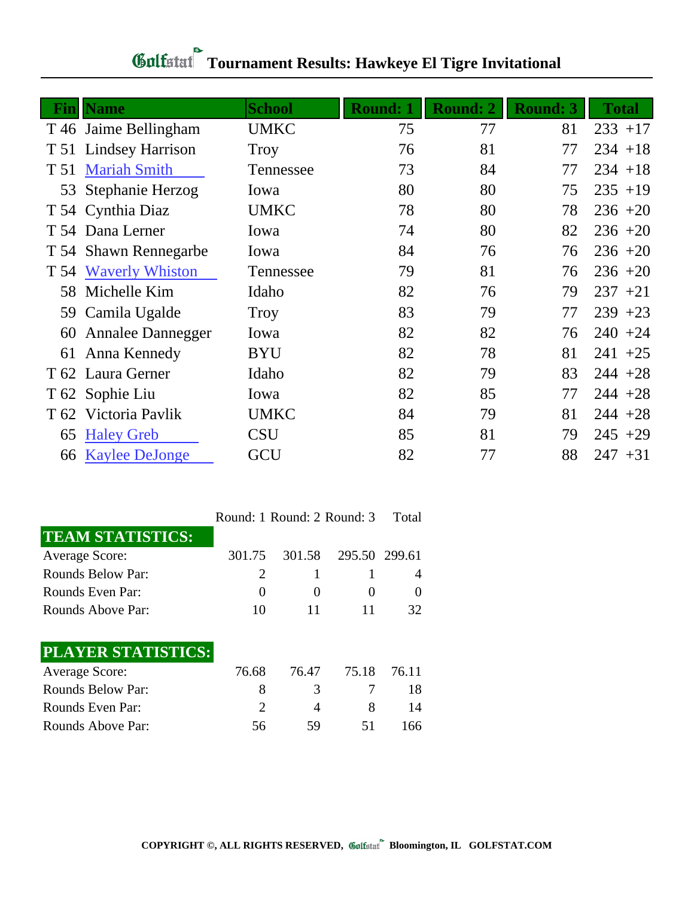# Golfstat Tournament Results: Hawkeye El Tigre Invitational

| Fin | Name | School | Round: 1 | Round: 2 | Round: 3 | Total | |
|---|---|---|---|---|---|---|---|
| T 46 | Jaime Bellingham | UMKC | 75 | 77 | 81 | 233 | +17 |
| T 51 | Lindsey Harrison | Troy | 76 | 81 | 77 | 234 | +18 |
| T 51 | Mariah Smith | Tennessee | 73 | 84 | 77 | 234 | +18 |
| 53 | Stephanie Herzog | Iowa | 80 | 80 | 75 | 235 | +19 |
| T 54 | Cynthia Diaz | UMKC | 78 | 80 | 78 | 236 | +20 |
| T 54 | Dana Lerner | Iowa | 74 | 80 | 82 | 236 | +20 |
| T 54 | Shawn Rennegarbe | Iowa | 84 | 76 | 76 | 236 | +20 |
| T 54 | Waverly Whiston | Tennessee | 79 | 81 | 76 | 236 | +20 |
| 58 | Michelle Kim | Idaho | 82 | 76 | 79 | 237 | +21 |
| 59 | Camila Ugalde | Troy | 83 | 79 | 77 | 239 | +23 |
| 60 | Annalee Dannegger | Iowa | 82 | 82 | 76 | 240 | +24 |
| 61 | Anna Kennedy | BYU | 82 | 78 | 81 | 241 | +25 |
| T 62 | Laura Gerner | Idaho | 82 | 79 | 83 | 244 | +28 |
| T 62 | Sophie Liu | Iowa | 82 | 85 | 77 | 244 | +28 |
| T 62 | Victoria Pavlik | UMKC | 84 | 79 | 81 | 244 | +28 |
| 65 | Haley Greb | CSU | 85 | 81 | 79 | 245 | +29 |
| 66 | Kaylee DeJonge | GCU | 82 | 77 | 88 | 247 | +31 |

| TEAM STATISTICS: | Round: 1 | Round: 2 | Round: 3 | Total |
|---|---|---|---|---|
| Average Score: | 301.75 | 301.58 | 295.50 | 299.61 |
| Rounds Below Par: | 2 | 1 | 1 | 4 |
| Rounds Even Par: | 0 | 0 | 0 | 0 |
| Rounds Above Par: | 10 | 11 | 11 | 32 |

| PLAYER STATISTICS: | Round: 1 | Round: 2 | Round: 3 | Total |
|---|---|---|---|---|
| Average Score: | 76.68 | 76.47 | 75.18 | 76.11 |
| Rounds Below Par: | 8 | 3 | 7 | 18 |
| Rounds Even Par: | 2 | 4 | 8 | 14 |
| Rounds Above Par: | 56 | 59 | 51 | 166 |

COPYRIGHT ©, ALL RIGHTS RESERVED, Golfstat Bloomington, IL GOLFSTAT.COM